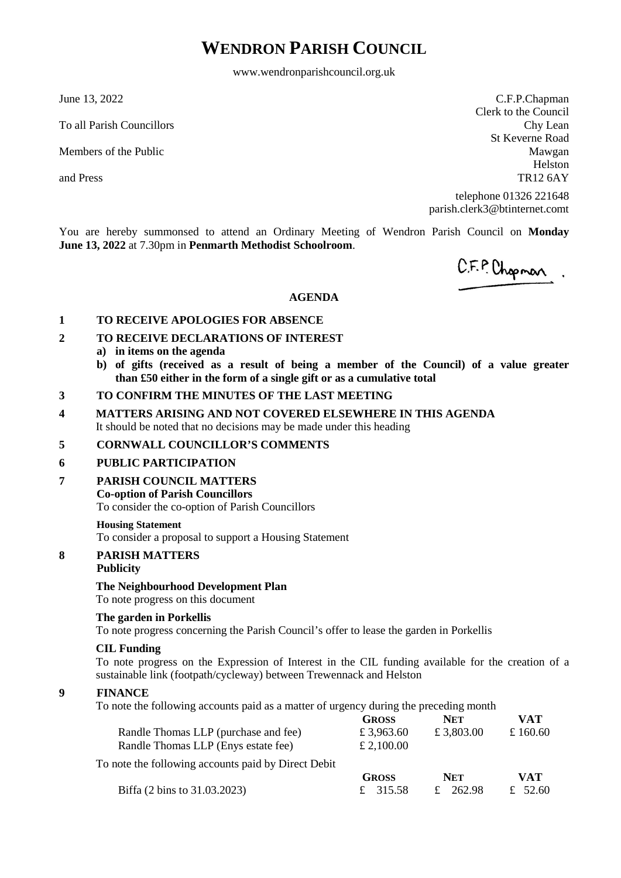# WENDRON PARISH COUNCIL

www.wendronparishcouncil.org.uk

June 13, 2022

To all Parish Councillors

Members of the Public

and Press

C.F.P.Chapman
Clerk to the Council
Chy Lean
St Keverne Road
Mawgan
Helston
TR12 6AY

telephone 01326 221648
parish.clerk3@btinternet.comt

You are hereby summonsed to attend an Ordinary Meeting of Wendron Parish Council on **Monday June 13, 2022** at 7.30pm in **Penmarth Methodist Schoolroom**.

C.F.P. Chapman .

## AGENDA

**1 TO RECEIVE APOLOGIES FOR ABSENCE**

**2 TO RECEIVE DECLARATIONS OF INTEREST**

- **a) in items on the agenda**
- **b) of gifts (received as a result of being a member of the Council) of a value greater than £50 either in the form of a single gift or as a cumulative total**

**3 TO CONFIRM THE MINUTES OF THE LAST MEETING**

**4 MATTERS ARISING AND NOT COVERED ELSEWHERE IN THIS AGENDA**

It should be noted that no decisions may be made under this heading

**5 CORNWALL COUNCILLOR'S COMMENTS**

**6 PUBLIC PARTICIPATION**

**7 PARISH COUNCIL MATTERS**

**Co-option of Parish Councillors**
To consider the co-option of Parish Councillors

**Housing Statement**
To consider a proposal to support a Housing Statement

**8 PARISH MATTERS**

**Publicity**

**The Neighbourhood Development Plan**
To note progress on this document

**The garden in Porkellis**
To note progress concerning the Parish Council's offer to lease the garden in Porkellis

**CIL Funding**
To note progress on the Expression of Interest in the CIL funding available for the creation of a sustainable link (footpath/cycleway) between Trewennack and Helston

**9 FINANCE**

To note the following accounts paid as a matter of urgency during the preceding month

| | GROSS | NET | VAT |
|---|---|---|---|
| Randle Thomas LLP (purchase and fee) | £ 3,963.60 | £ 3,803.00 | £ 160.60 |
| Randle Thomas LLP (Enys estate fee) | £ 2,100.00 | | |

To note the following accounts paid by Direct Debit

| | GROSS | NET | VAT |
|---|---|---|---|
| Biffa (2 bins to 31.03.2023) | £ 315.58 | £ 262.98 | £ 52.60 |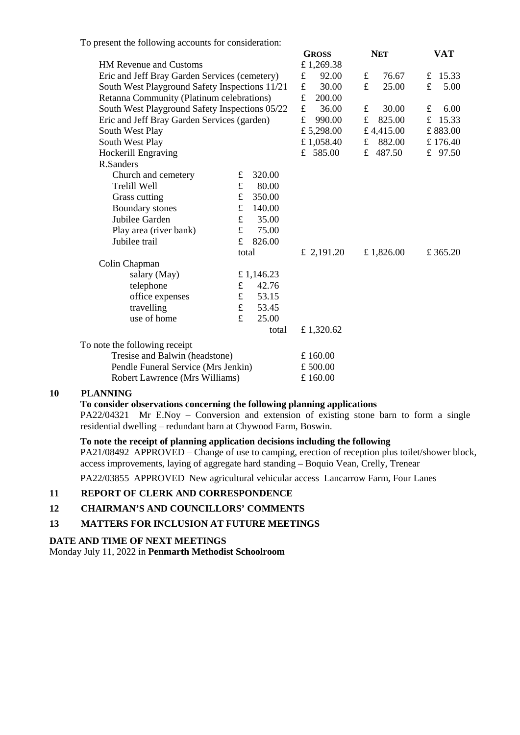To present the following accounts for consideration:

| | | Gross | Net | VAT |
|---|---|---|---|---|
| HM Revenue and Customs | | £ 1,269.38 | | |
| Eric and Jeff Bray Garden Services (cemetery) | | £ 92.00 | £ 76.67 | £ 15.33 |
| South West Playground Safety Inspections 11/21 | | £ 30.00 | £ 25.00 | £ 5.00 |
| Retanna Community (Platinum celebrations) | | £ 200.00 | | |
| South West Playground Safety Inspections 05/22 | | £ 36.00 | £ 30.00 | £ 6.00 |
| Eric and Jeff Bray Garden Services (garden) | | £ 990.00 | £ 825.00 | £ 15.33 |
| South West Play | | £ 5,298.00 | £ 4,415.00 | £ 883.00 |
| South West Play | | £ 1,058.40 | £ 882.00 | £ 176.40 |
| Hockerill Engraving | | £ 585.00 | £ 487.50 | £ 97.50 |
| R.Sanders | | | | |
| Church and cemetery | £ 320.00 | | | |
| Trelill Well | £ 80.00 | | | |
| Grass cutting | £ 350.00 | | | |
| Boundary stones | £ 140.00 | | | |
| Jubilee Garden | £ 35.00 | | | |
| Play area (river bank) | £ 75.00 | | | |
| Jubilee trail | £ 826.00 | | | |
| | total | £ 2,191.20 | £ 1,826.00 | £ 365.20 |
| Colin Chapman | | | | |
| salary (May) | £ 1,146.23 | | | |
| telephone | £ 42.76 | | | |
| office expenses | £ 53.15 | | | |
| travelling | £ 53.45 | | | |
| use of home | £ 25.00 | | | |
| | total | £ 1,320.62 | | |

To note the following receipt

| | |
|---|---|
| Tresise and Balwin (headstone) | £ 160.00 |
| Pendle Funeral Service (Mrs Jenkin) | £ 500.00 |
| Robert Lawrence (Mrs Williams) | £ 160.00 |

## 10 PLANNING

**To consider observations concerning the following planning applications**

PA22/04321 Mr E.Noy – Conversion and extension of existing stone barn to form a single residential dwelling – redundant barn at Chywood Farm, Boswin.

**To note the receipt of planning application decisions including the following**

PA21/08492 APPROVED – Change of use to camping, erection of reception plus toilet/shower block, access improvements, laying of aggregate hard standing – Boquio Vean, Crelly, Trenear

PA22/03855 APPROVED New agricultural vehicular access Lancarrow Farm, Four Lanes

## 11 REPORT OF CLERK AND CORRESPONDENCE

## 12 CHAIRMAN'S AND COUNCILLORS' COMMENTS

## 13 MATTERS FOR INCLUSION AT FUTURE MEETINGS

**DATE AND TIME OF NEXT MEETINGS**

Monday July 11, 2022 in **Penmarth Methodist Schoolroom**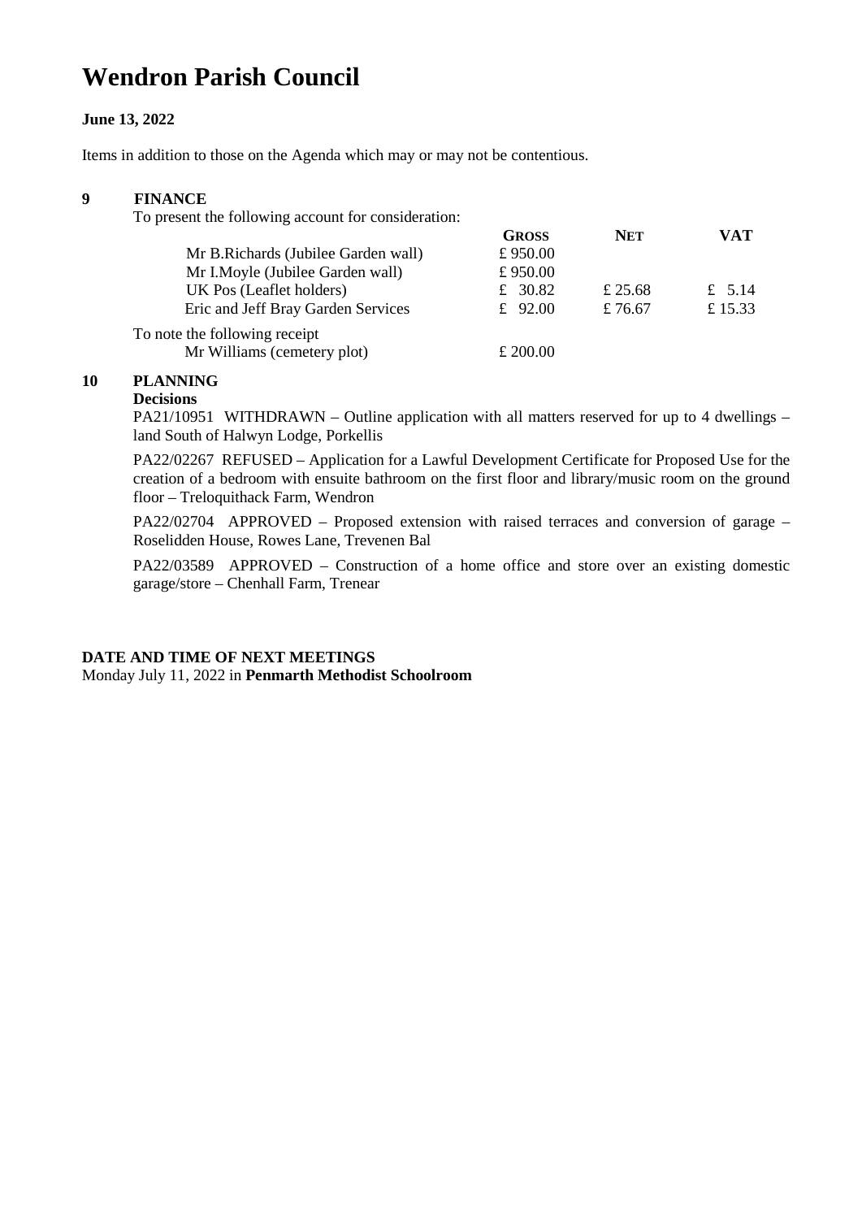# Wendron Parish Council

**June 13, 2022**

Items in addition to those on the Agenda which may or may not be contentious.

**9 FINANCE**

To present the following account for consideration:

| | GROSS | NET | VAT |
|---|---|---|---|
| Mr B.Richards (Jubilee Garden wall) | £ 950.00 | | |
| Mr I.Moyle (Jubilee Garden wall) | £ 950.00 | | |
| UK Pos (Leaflet holders) | £ 30.82 | £ 25.68 | £ 5.14 |
| Eric and Jeff Bray Garden Services | £ 92.00 | £ 76.67 | £ 15.33 |

To note the following receipt

| | |
|---|---|
| Mr Williams (cemetery plot) | £ 200.00 |

**10 PLANNING**

**Decisions**

PA21/10951 WITHDRAWN – Outline application with all matters reserved for up to 4 dwellings – land South of Halwyn Lodge, Porkellis

PA22/02267 REFUSED – Application for a Lawful Development Certificate for Proposed Use for the creation of a bedroom with ensuite bathroom on the first floor and library/music room on the ground floor – Treloquithack Farm, Wendron

PA22/02704 APPROVED – Proposed extension with raised terraces and conversion of garage – Roselidden House, Rowes Lane, Trevenen Bal

PA22/03589 APPROVED – Construction of a home office and store over an existing domestic garage/store – Chenhall Farm, Trenear

**DATE AND TIME OF NEXT MEETINGS**

Monday July 11, 2022 in **Penmarth Methodist Schoolroom**